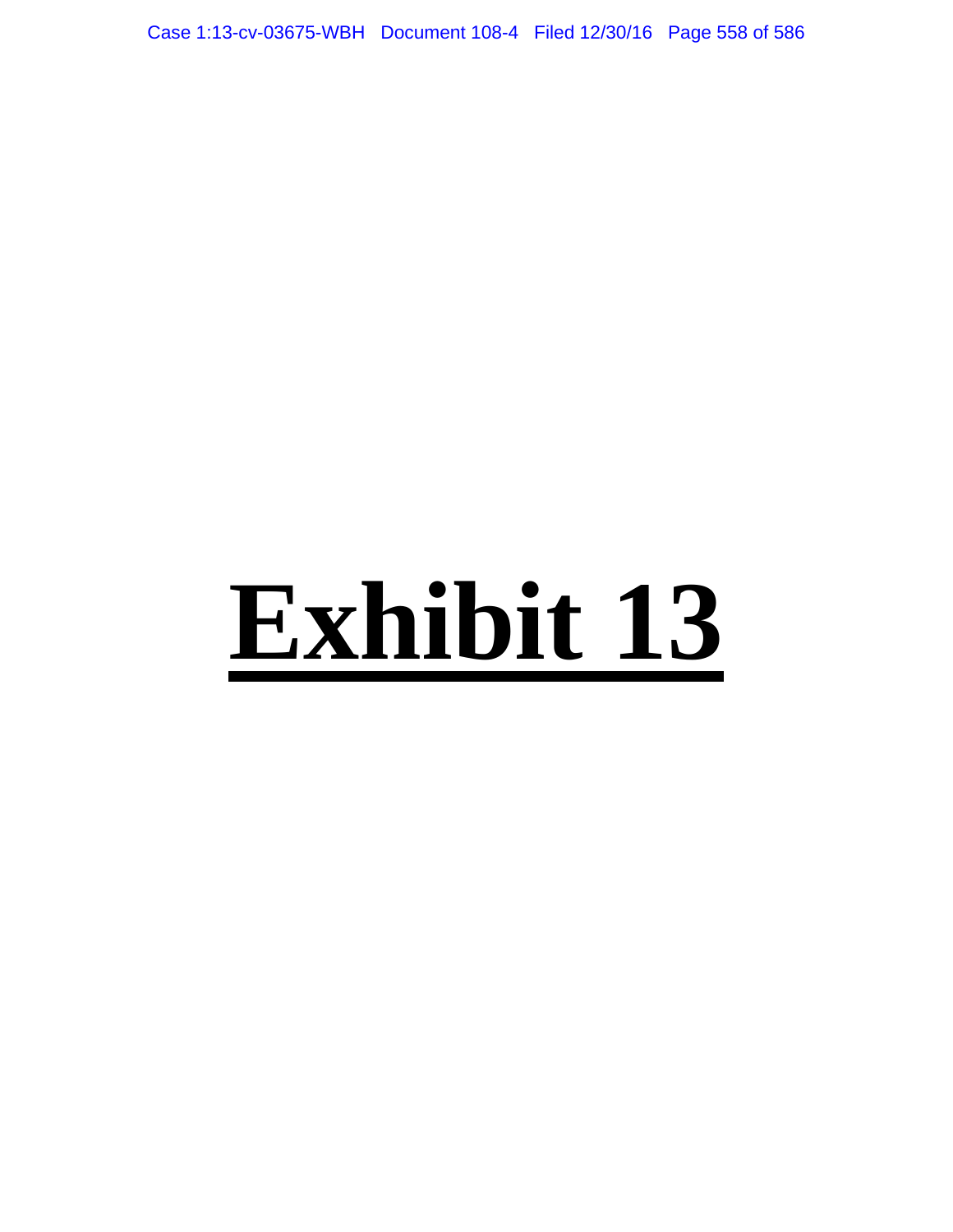# Exhibit 13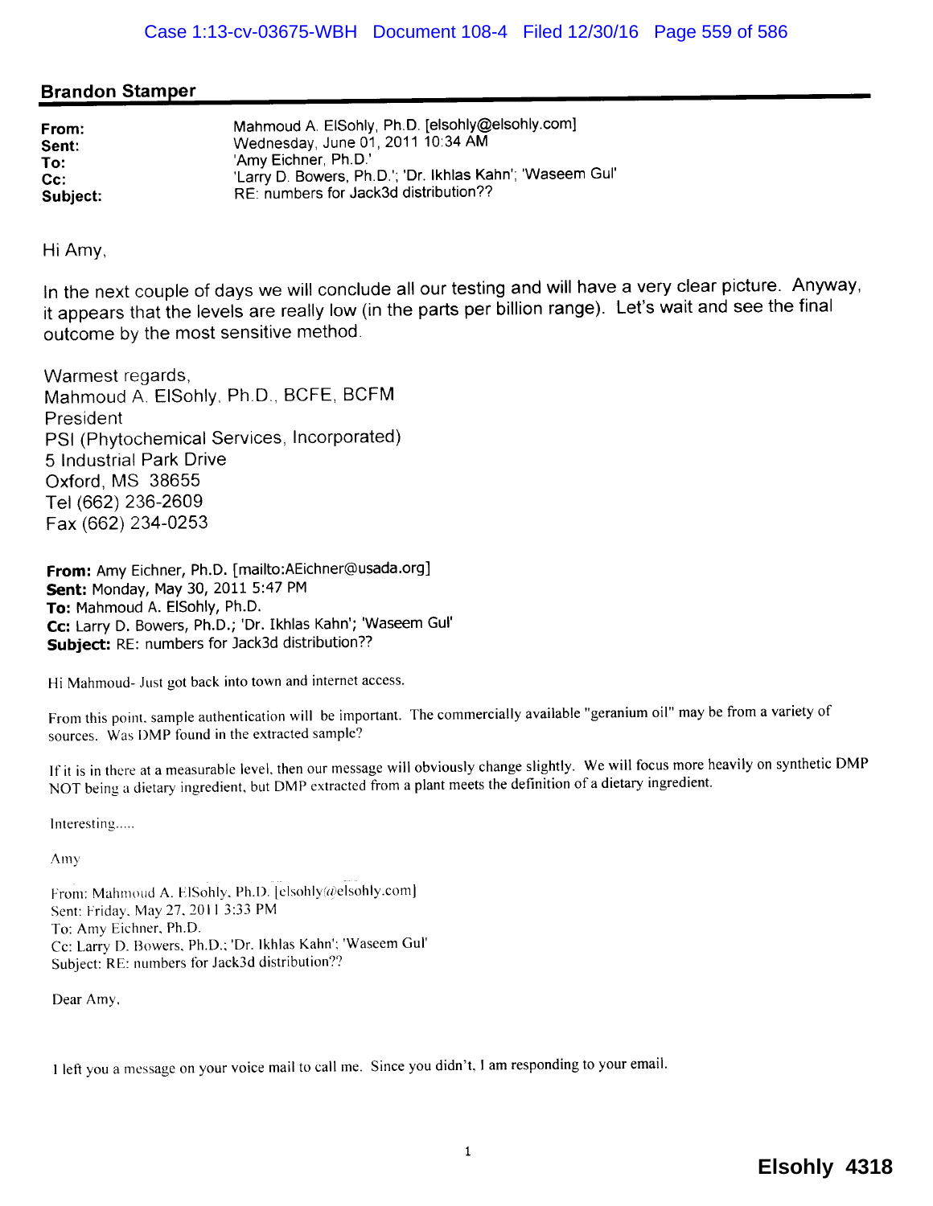## Brandon Stamper

**From:** Mahmoud A. ElSohly, Ph.D. [elsohly@elsohly.com]
**Sent:** Wednesday, June 01, 2011 10:34 AM
**To:** 'Amy Eichner, Ph.D.'
**Cc:** 'Larry D. Bowers, Ph.D.'; 'Dr. Ikhlas Kahn'; 'Waseem Gul'
**Subject:** RE: numbers for Jack3d distribution??

Hi Amy,

In the next couple of days we will conclude all our testing and will have a very clear picture. Anyway, it appears that the levels are really low (in the parts per billion range). Let's wait and see the final outcome by the most sensitive method.

Warmest regards,
Mahmoud A. ElSohly, Ph.D., BCFE, BCFM
President
PSI (Phytochemical Services, Incorporated)
5 Industrial Park Drive
Oxford, MS 38655
Tel (662) 236-2609
Fax (662) 234-0253

**From:** Amy Eichner, Ph.D. [mailto:AEichner@usada.org]
**Sent:** Monday, May 30, 2011 5:47 PM
**To:** Mahmoud A. ElSohly, Ph.D.
**Cc:** Larry D. Bowers, Ph.D.; 'Dr. Ikhlas Kahn'; 'Waseem Gul'
**Subject:** RE: numbers for Jack3d distribution??

Hi Mahmoud- Just got back into town and internet access.

From this point, sample authentication will be important. The commercially available "geranium oil" may be from a variety of sources. Was DMP found in the extracted sample?

If it is in there at a measurable level, then our message will obviously change slightly. We will focus more heavily on synthetic DMP NOT being a dietary ingredient, but DMP extracted from a plant meets the definition of a dietary ingredient.

Interesting.....

Amy

From: Mahmoud A. ElSohly, Ph.D. [elsohly@elsohly.com]
Sent: Friday, May 27, 2011 3:33 PM
To: Amy Eichner, Ph.D.
Cc: Larry D. Bowers, Ph.D.; 'Dr. Ikhlas Kahn'; 'Waseem Gul'
Subject: RE: numbers for Jack3d distribution??

Dear Amy,

I left you a message on your voice mail to call me. Since you didn't, I am responding to your email.

Elsohly 4318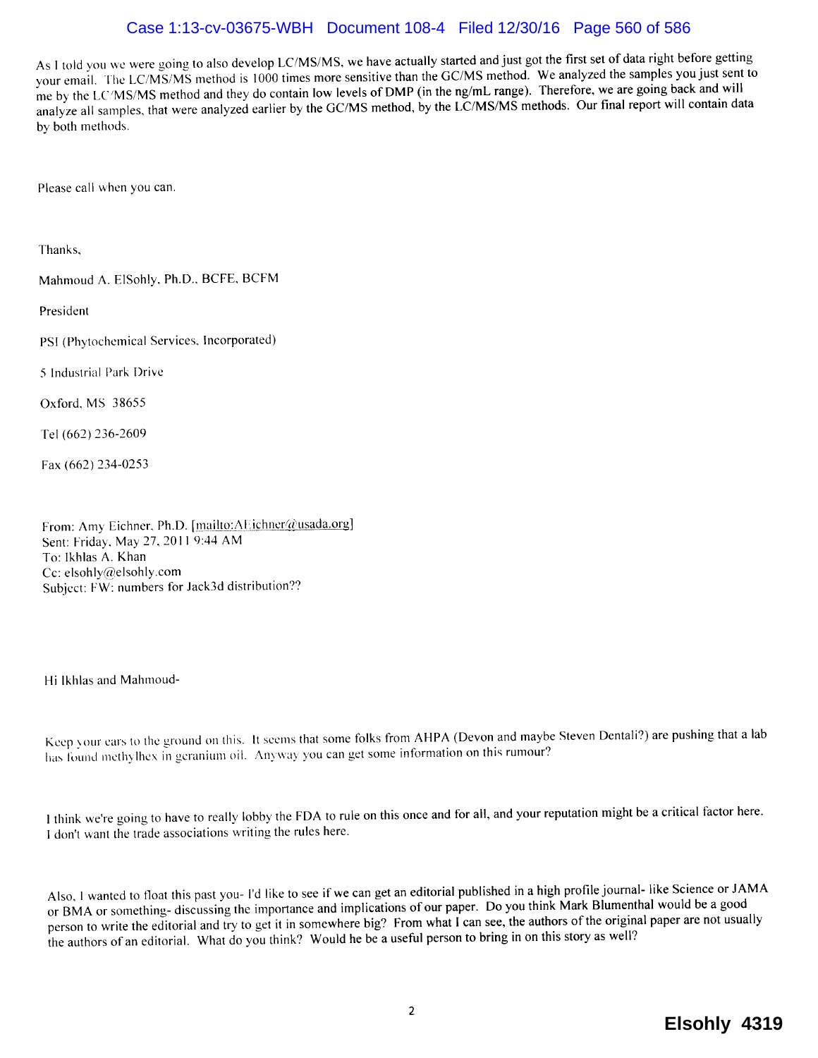As I told you we were going to also develop LC/MS/MS, we have actually started and just got the first set of data right before getting your email. The LC/MS/MS method is 1000 times more sensitive than the GC/MS method. We analyzed the samples you just sent to me by the LC/MS/MS method and they do contain low levels of DMP (in the ng/mL range). Therefore, we are going back and will analyze all samples, that were analyzed earlier by the GC/MS method, by the LC/MS/MS methods. Our final report will contain data by both methods.

Please call when you can.

Thanks,

Mahmoud A. ElSohly, Ph.D., BCFE, BCFM

President

PSI (Phytochemical Services, Incorporated)

5 Industrial Park Drive

Oxford, MS 38655

Tel (662) 236-2609

Fax (662) 234-0253

From: Amy Eichner, Ph.D. [mailto:AEichner@usada.org]
Sent: Friday, May 27, 2011 9:44 AM
To: Ikhlas A. Khan
Cc: elsohly@elsohly.com
Subject: FW: numbers for Jack3d distribution??

Hi Ikhlas and Mahmoud-

Keep your ears to the ground on this. It seems that some folks from AHPA (Devon and maybe Steven Dentali?) are pushing that a lab has found methylhex in geranium oil. Anyway you can get some information on this rumour?

I think we're going to have to really lobby the FDA to rule on this once and for all, and your reputation might be a critical factor here. I don't want the trade associations writing the rules here.

Also, I wanted to float this past you- I'd like to see if we can get an editorial published in a high profile journal- like Science or JAMA or BMA or something- discussing the importance and implications of our paper. Do you think Mark Blumenthal would be a good person to write the editorial and try to get it in somewhere big? From what I can see, the authors of the original paper are not usually the authors of an editorial. What do you think? Would he be a useful person to bring in on this story as well?

Elsohly 4319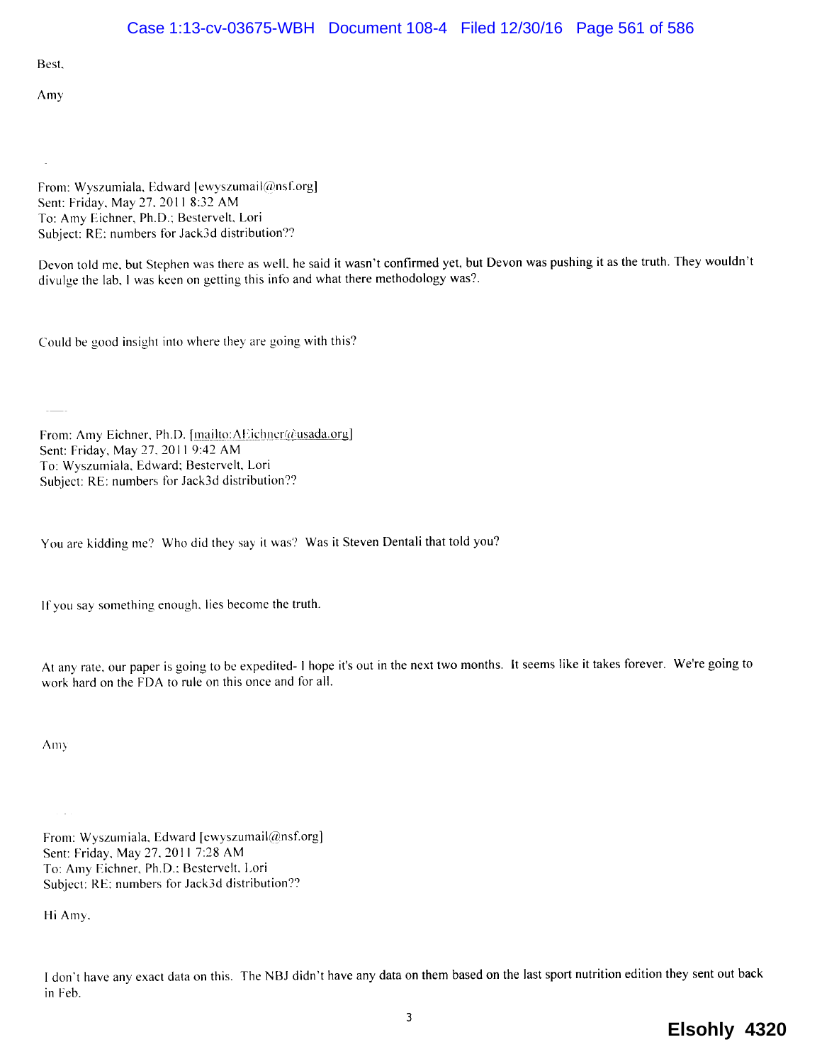Best,

Amy

From: Wyszumiala, Edward [ewyszumail@nsf.org]
Sent: Friday, May 27, 2011 8:32 AM
To: Amy Eichner, Ph.D.; Bestervelt, Lori
Subject: RE: numbers for Jack3d distribution??

Devon told me, but Stephen was there as well, he said it wasn't confirmed yet, but Devon was pushing it as the truth. They wouldn't divulge the lab, I was keen on getting this info and what there methodology was?.

Could be good insight into where they are going with this?

From: Amy Eichner, Ph.D. [mailto:AEichner@usada.org]
Sent: Friday, May 27, 2011 9:42 AM
To: Wyszumiala, Edward; Bestervelt, Lori
Subject: RE: numbers for Jack3d distribution??

You are kidding me? Who did they say it was? Was it Steven Dentali that told you?

If you say something enough, lies become the truth.

At any rate, our paper is going to be expedited- I hope it's out in the next two months. It seems like it takes forever. We're going to work hard on the FDA to rule on this once and for all.

Amy

From: Wyszumiala, Edward [ewyszumail@nsf.org]
Sent: Friday, May 27, 2011 7:28 AM
To: Amy Eichner, Ph.D.; Bestervelt, Lori
Subject: RE: numbers for Jack3d distribution??

Hi Amy,

I don't have any exact data on this. The NBJ didn't have any data on them based on the last sport nutrition edition they sent out back in Feb.

Elsohly 4320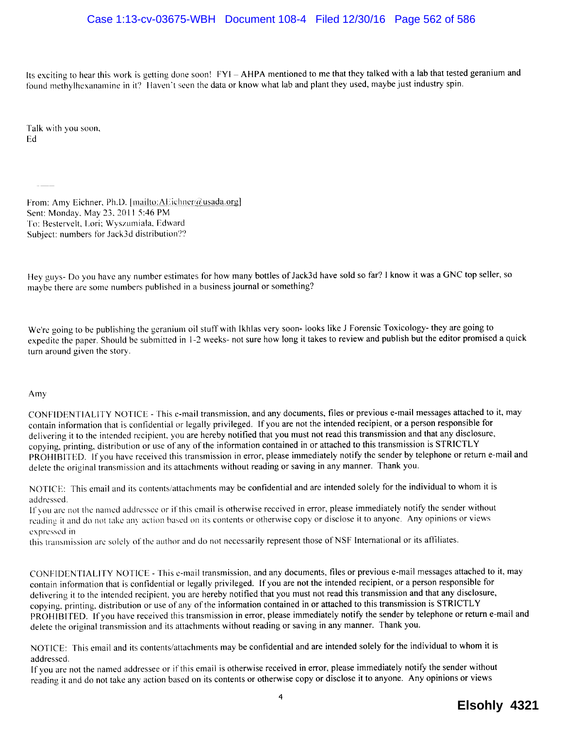Its exciting to hear this work is getting done soon! FYI – AHPA mentioned to me that they talked with a lab that tested geranium and found methylhexanamine in it? Haven't seen the data or know what lab and plant they used, maybe just industry spin.

Talk with you soon,
Ed

---

From: Amy Eichner, Ph.D. [mailto:AEichner@usada.org]
Sent: Monday, May 23, 2011 5:46 PM
To: Bestervelt, Lori; Wyszumiala, Edward
Subject: numbers for Jack3d distribution??

Hey guys- Do you have any number estimates for how many bottles of Jack3d have sold so far? I know it was a GNC top seller, so maybe there are some numbers published in a business journal or something?

We're going to be publishing the geranium oil stuff with Ikhlas very soon- looks like J Forensic Toxicology- they are going to expedite the paper. Should be submitted in 1-2 weeks- not sure how long it takes to review and publish but the editor promised a quick turn around given the story.

Amy

CONFIDENTIALITY NOTICE - This e-mail transmission, and any documents, files or previous e-mail messages attached to it, may contain information that is confidential or legally privileged. If you are not the intended recipient, or a person responsible for delivering it to the intended recipient, you are hereby notified that you must not read this transmission and that any disclosure, copying, printing, distribution or use of any of the information contained in or attached to this transmission is STRICTLY PROHIBITED. If you have received this transmission in error, please immediately notify the sender by telephone or return e-mail and delete the original transmission and its attachments without reading or saving in any manner. Thank you.

NOTICE: This email and its contents/attachments may be confidential and are intended solely for the individual to whom it is addressed.
If you are not the named addressee or if this email is otherwise received in error, please immediately notify the sender without reading it and do not take any action based on its contents or otherwise copy or disclose it to anyone. Any opinions or views expressed in
this transmission are solely of the author and do not necessarily represent those of NSF International or its affiliates.

CONFIDENTIALITY NOTICE - This e-mail transmission, and any documents, files or previous e-mail messages attached to it, may contain information that is confidential or legally privileged. If you are not the intended recipient, or a person responsible for delivering it to the intended recipient, you are hereby notified that you must not read this transmission and that any disclosure, copying, printing, distribution or use of any of the information contained in or attached to this transmission is STRICTLY PROHIBITED. If you have received this transmission in error, please immediately notify the sender by telephone or return e-mail and delete the original transmission and its attachments without reading or saving in any manner. Thank you.

NOTICE: This email and its contents/attachments may be confidential and are intended solely for the individual to whom it is addressed.
If you are not the named addressee or if this email is otherwise received in error, please immediately notify the sender without reading it and do not take any action based on its contents or otherwise copy or disclose it to anyone. Any opinions or views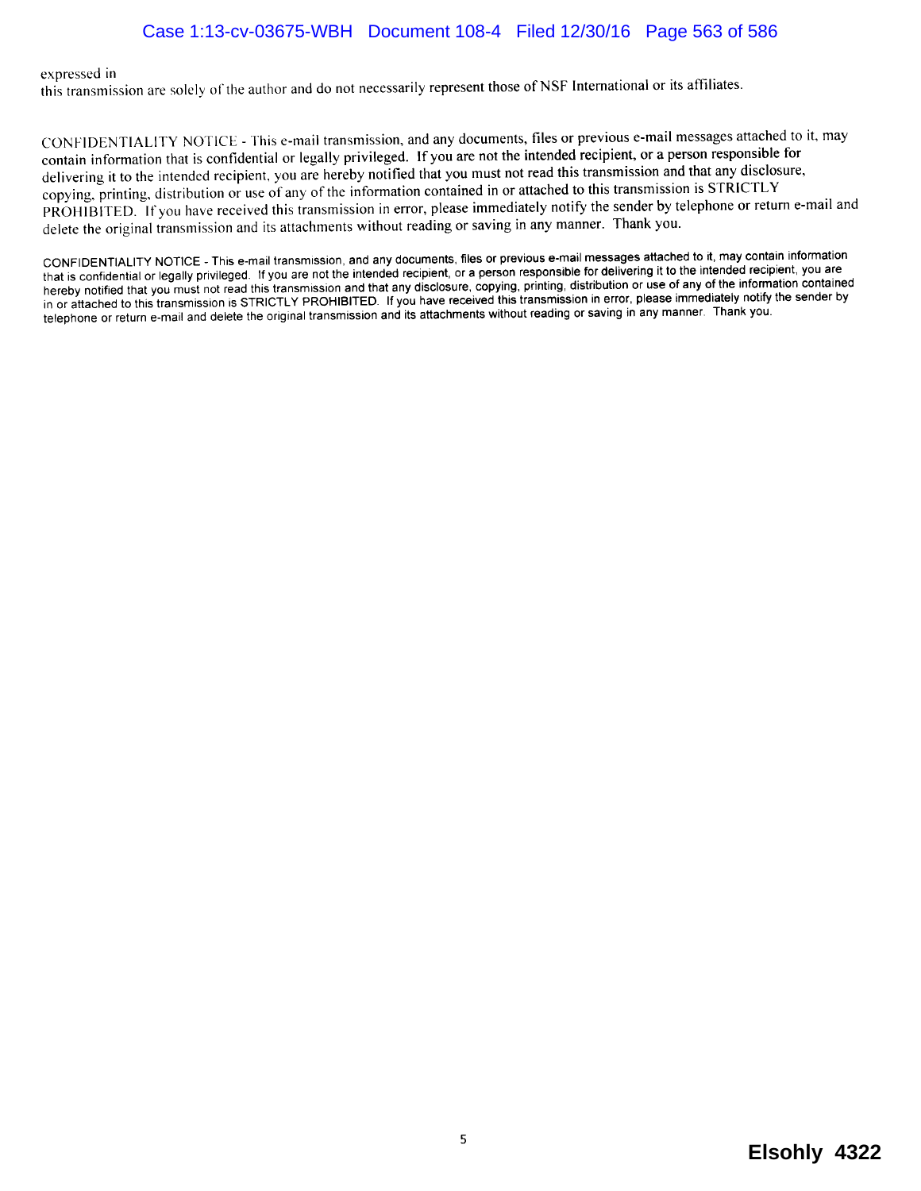expressed in
this transmission are solely of the author and do not necessarily represent those of NSF International or its affiliates.

CONFIDENTIALITY NOTICE - This e-mail transmission, and any documents, files or previous e-mail messages attached to it, may contain information that is confidential or legally privileged. If you are not the intended recipient, or a person responsible for delivering it to the intended recipient, you are hereby notified that you must not read this transmission and that any disclosure, copying, printing, distribution or use of any of the information contained in or attached to this transmission is STRICTLY PROHIBITED. If you have received this transmission in error, please immediately notify the sender by telephone or return e-mail and delete the original transmission and its attachments without reading or saving in any manner. Thank you.

CONFIDENTIALITY NOTICE - This e-mail transmission, and any documents, files or previous e-mail messages attached to it, may contain information that is confidential or legally privileged. If you are not the intended recipient, or a person responsible for delivering it to the intended recipient, you are hereby notified that you must not read this transmission and that any disclosure, copying, printing, distribution or use of any of the information contained in or attached to this transmission is STRICTLY PROHIBITED. If you have received this transmission in error, please immediately notify the sender by telephone or return e-mail and delete the original transmission and its attachments without reading or saving in any manner. Thank you.

Elsohly 4322